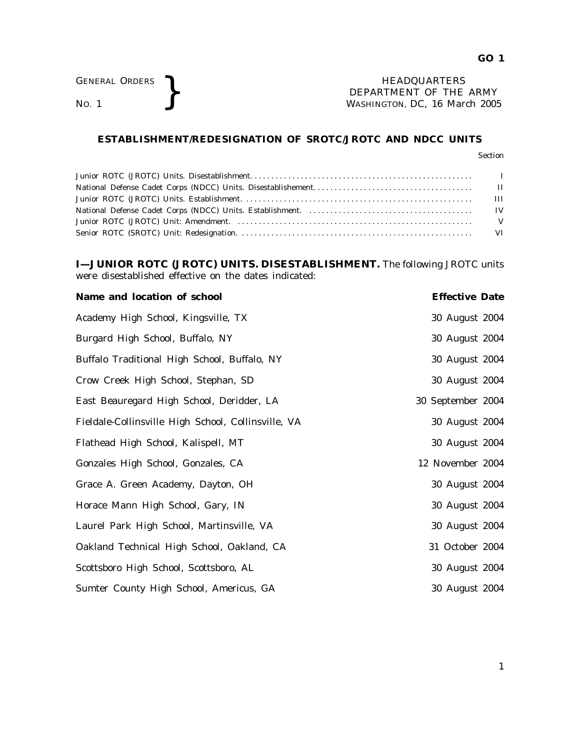GENERAL ORDERS
NO. 1

HEADQUARTERS
DEPARTMENT OF THE ARMY
WASHINGTON, DC, 16 March 2005

## ESTABLISHMENT/REDESIGNATION OF SROTC/JROTC AND NDCC UNITS

| | Section |
|---|---|
| Junior ROTC (JROTC) Units. Disestablishment. | I |
| National Defense Cadet Corps (NDCC) Units. Disestablishement. | II |
| Junior ROTC (JROTC) Units. Establishment. | III |
| National Defense Cadet Corps (NDCC) Units. Establishment. | IV |
| Junior ROTC (JROTC) Unit: Amendment. | V |
| Senior ROTC (SROTC) Unit: Redesignation. | VI |

**I—JUNIOR ROTC (JROTC) UNITS. DISESTABLISHMENT.** The following JROTC units were disestablished effective on the dates indicated:

| Name and location of school | Effective Date |
|---|---|
| Academy High School, Kingsville, TX | 30 August 2004 |
| Burgard High School, Buffalo, NY | 30 August 2004 |
| Buffalo Traditional High School, Buffalo, NY | 30 August 2004 |
| Crow Creek High School, Stephan, SD | 30 August 2004 |
| East Beauregard High School, Deridder, LA | 30 September 2004 |
| Fieldale-Collinsville High School, Collinsville, VA | 30 August 2004 |
| Flathead High School, Kalispell, MT | 30 August 2004 |
| Gonzales High School, Gonzales, CA | 12 November 2004 |
| Grace A. Green Academy, Dayton, OH | 30 August 2004 |
| Horace Mann High School, Gary, IN | 30 August 2004 |
| Laurel Park High School, Martinsville, VA | 30 August 2004 |
| Oakland Technical High School, Oakland, CA | 31 October 2004 |
| Scottsboro High School, Scottsboro, AL | 30 August 2004 |
| Sumter County High School, Americus, GA | 30 August 2004 |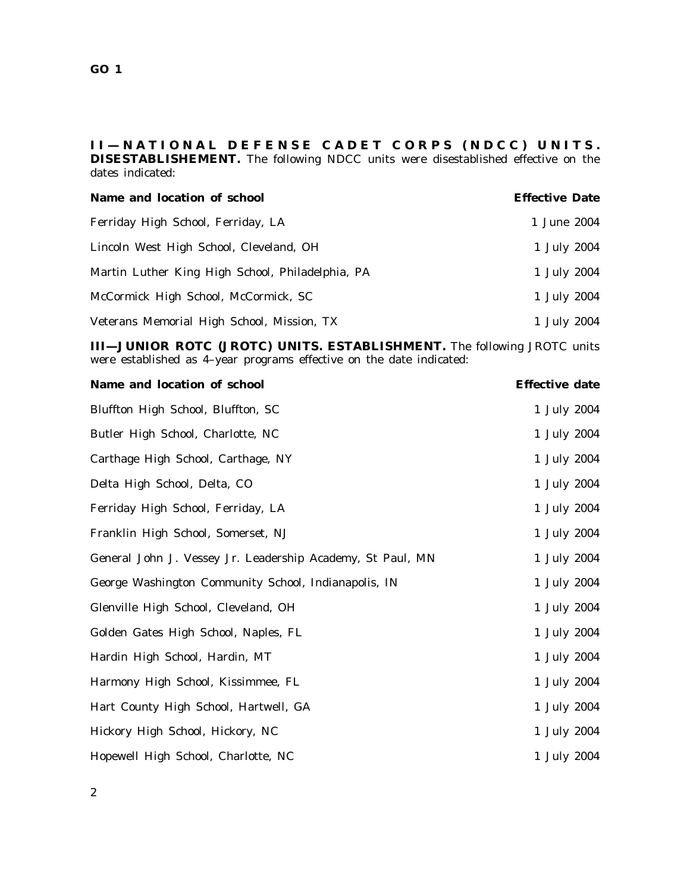**II—NATIONAL DEFENSE CADET CORPS (NDCC) UNITS. DISESTABLISHEMENT.** The following NDCC units were disestablished effective on the dates indicated:

| Name and location of school | Effective Date |
|---|---|
| Ferriday High School, Ferriday, LA | 1 June 2004 |
| Lincoln West High School, Cleveland, OH | 1 July 2004 |
| Martin Luther King High School, Philadelphia, PA | 1 July 2004 |
| McCormick High School, McCormick, SC | 1 July 2004 |
| Veterans Memorial High School, Mission, TX | 1 July 2004 |

**III—JUNIOR ROTC (JROTC) UNITS. ESTABLISHMENT.** The following JROTC units were established as 4–year programs effective on the date indicated:

| Name and location of school | Effective date |
|---|---|
| Bluffton High School, Bluffton, SC | 1 July 2004 |
| Butler High School, Charlotte, NC | 1 July 2004 |
| Carthage High School, Carthage, NY | 1 July 2004 |
| Delta High School, Delta, CO | 1 July 2004 |
| Ferriday High School, Ferriday, LA | 1 July 2004 |
| Franklin High School, Somerset, NJ | 1 July 2004 |
| General John J. Vessey Jr. Leadership Academy, St Paul, MN | 1 July 2004 |
| George Washington Community School, Indianapolis, IN | 1 July 2004 |
| Glenville High School, Cleveland, OH | 1 July 2004 |
| Golden Gates High School, Naples, FL | 1 July 2004 |
| Hardin High School, Hardin, MT | 1 July 2004 |
| Harmony High School, Kissimmee, FL | 1 July 2004 |
| Hart County High School, Hartwell, GA | 1 July 2004 |
| Hickory High School, Hickory, NC | 1 July 2004 |
| Hopewell High School, Charlotte, NC | 1 July 2004 |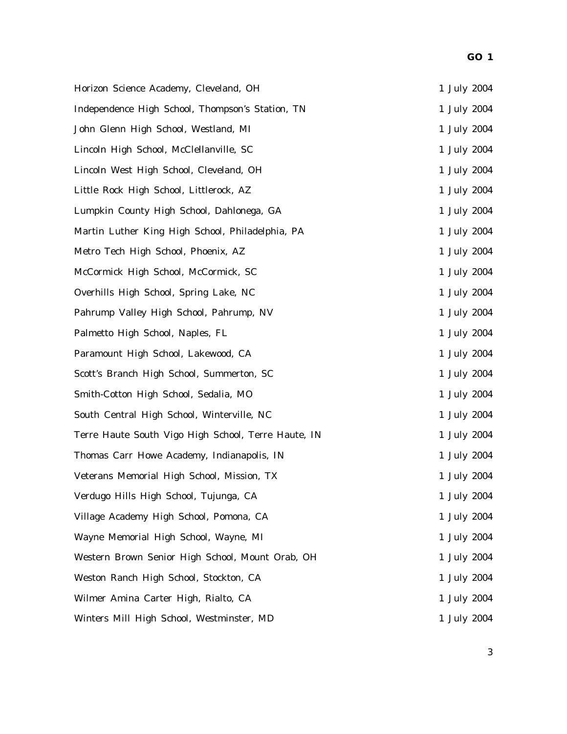| | |
|---|---|
| Horizon Science Academy, Cleveland, OH | 1 July 2004 |
| Independence High School, Thompson's Station, TN | 1 July 2004 |
| John Glenn High School, Westland, MI | 1 July 2004 |
| Lincoln High School, McClellanville, SC | 1 July 2004 |
| Lincoln West High School, Cleveland, OH | 1 July 2004 |
| Little Rock High School, Littlerock, AZ | 1 July 2004 |
| Lumpkin County High School, Dahlonega, GA | 1 July 2004 |
| Martin Luther King High School, Philadelphia, PA | 1 July 2004 |
| Metro Tech High School, Phoenix, AZ | 1 July 2004 |
| McCormick High School, McCormick, SC | 1 July 2004 |
| Overhills High School, Spring Lake, NC | 1 July 2004 |
| Pahrump Valley High School, Pahrump, NV | 1 July 2004 |
| Palmetto High School, Naples, FL | 1 July 2004 |
| Paramount High School, Lakewood, CA | 1 July 2004 |
| Scott's Branch High School, Summerton, SC | 1 July 2004 |
| Smith-Cotton High School, Sedalia, MO | 1 July 2004 |
| South Central High School, Winterville, NC | 1 July 2004 |
| Terre Haute South Vigo High School, Terre Haute, IN | 1 July 2004 |
| Thomas Carr Howe Academy, Indianapolis, IN | 1 July 2004 |
| Veterans Memorial High School, Mission, TX | 1 July 2004 |
| Verdugo Hills High School, Tujunga, CA | 1 July 2004 |
| Village Academy High School, Pomona, CA | 1 July 2004 |
| Wayne Memorial High School, Wayne, MI | 1 July 2004 |
| Western Brown Senior High School, Mount Orab, OH | 1 July 2004 |
| Weston Ranch High School, Stockton, CA | 1 July 2004 |
| Wilmer Amina Carter High, Rialto, CA | 1 July 2004 |
| Winters Mill High School, Westminster, MD | 1 July 2004 |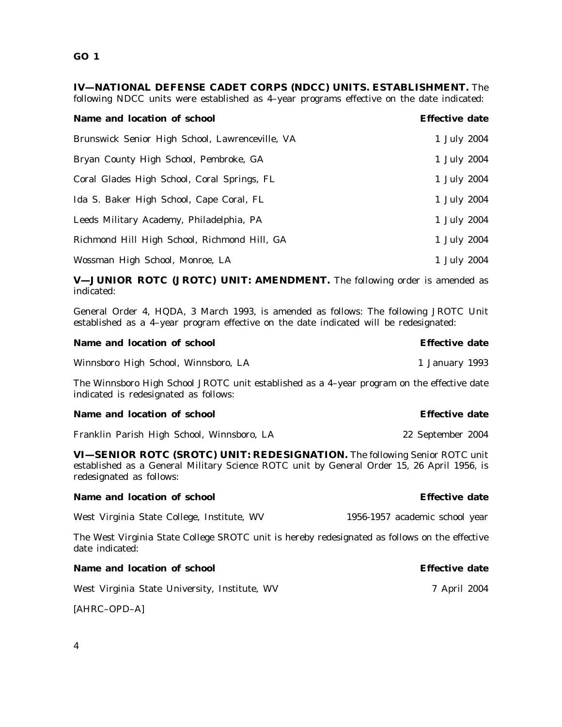**IV—NATIONAL DEFENSE CADET CORPS (NDCC) UNITS. ESTABLISHMENT.** The following NDCC units were established as 4–year programs effective on the date indicated:

| Name and location of school | Effective date |
|---|---|
| Brunswick Senior High School, Lawrenceville, VA | 1 July 2004 |
| Bryan County High School, Pembroke, GA | 1 July 2004 |
| Coral Glades High School, Coral Springs, FL | 1 July 2004 |
| Ida S. Baker High School, Cape Coral, FL | 1 July 2004 |
| Leeds Military Academy, Philadelphia, PA | 1 July 2004 |
| Richmond Hill High School, Richmond Hill, GA | 1 July 2004 |
| Wossman High School, Monroe, LA | 1 July 2004 |

**V—JUNIOR ROTC (JROTC) UNIT: AMENDMENT.** The following order is amended as indicated:

General Order 4, HQDA, 3 March 1993, is amended as follows: The following JROTC Unit established as a 4–year program effective on the date indicated will be redesignated:

| Name and location of school | Effective date |
|---|---|
| Winnsboro High School, Winnsboro, LA | 1 January 1993 |

The Winnsboro High School JROTC unit established as a 4–year program on the effective date indicated is redesignated as follows:

| Name and location of school | Effective date |
|---|---|
| Franklin Parish High School, Winnsboro, LA | 22 September 2004 |

**VI—SENIOR ROTC (SROTC) UNIT: REDESIGNATION.** The following Senior ROTC unit established as a General Military Science ROTC unit by General Order 15, 26 April 1956, is redesignated as follows:

| Name and location of school | Effective date |
|---|---|
| West Virginia State College, Institute, WV | 1956-1957 academic school year |

The West Virginia State College SROTC unit is hereby redesignated as follows on the effective date indicated:

| Name and location of school | Effective date |
|---|---|
| West Virginia State University, Institute, WV | 7 April 2004 |

[AHRC–OPD–A]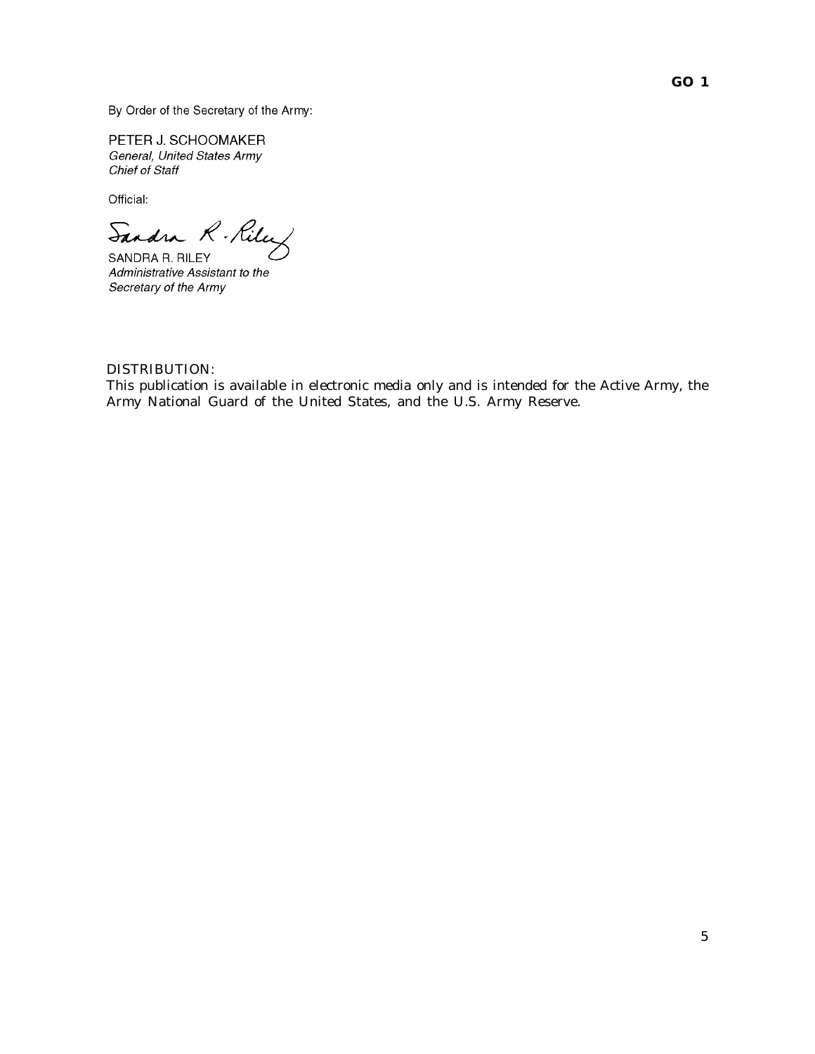By Order of the Secretary of the Army:

PETER J. SCHOOMAKER
*General, United States Army*
*Chief of Staff*

Official:

Sandra R. Riley

SANDRA R. RILEY
*Administrative Assistant to the*
*Secretary of the Army*

DISTRIBUTION:
This publication is available in electronic media only and is intended for the Active Army, the Army National Guard of the United States, and the U.S. Army Reserve.